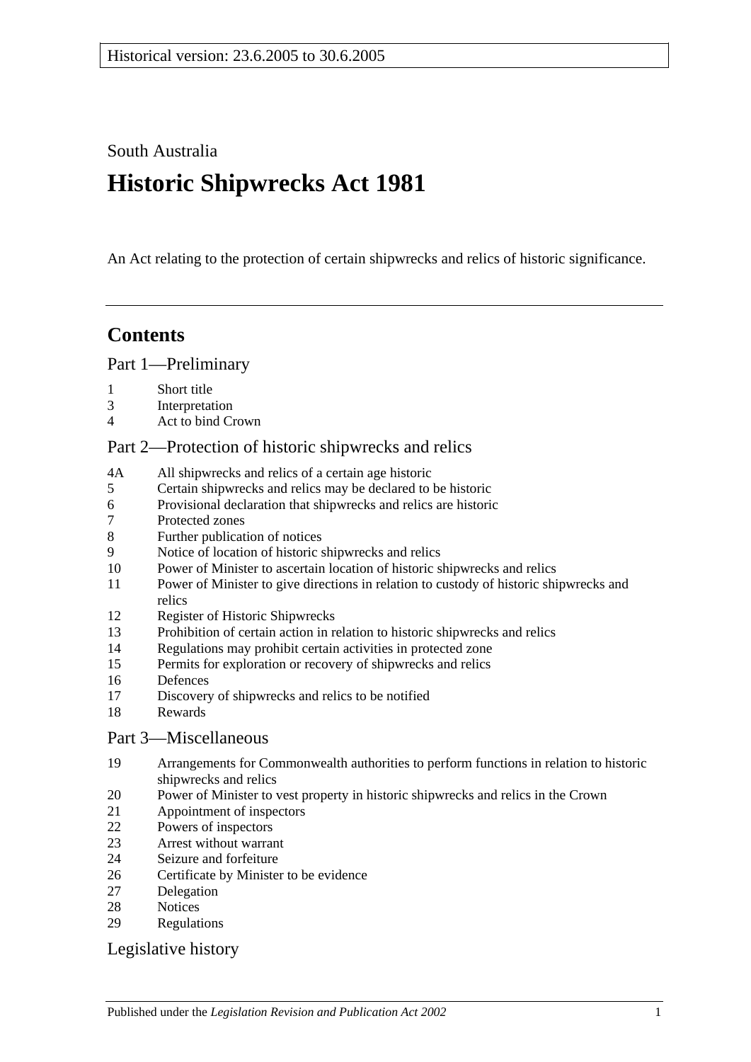Historical version: 23.6.2005 to 30.6.2005

South Australia

# Historic Shipwrecks Act 1981

An Act relating to the protection of certain shipwrecks and relics of historic significance.

## Contents

### Part 1—Preliminary

1 Short title
3 Interpretation
4 Act to bind Crown

### Part 2—Protection of historic shipwrecks and relics

4A All shipwrecks and relics of a certain age historic
5 Certain shipwrecks and relics may be declared to be historic
6 Provisional declaration that shipwrecks and relics are historic
7 Protected zones
8 Further publication of notices
9 Notice of location of historic shipwrecks and relics
10 Power of Minister to ascertain location of historic shipwrecks and relics
11 Power of Minister to give directions in relation to custody of historic shipwrecks and relics
12 Register of Historic Shipwrecks
13 Prohibition of certain action in relation to historic shipwrecks and relics
14 Regulations may prohibit certain activities in protected zone
15 Permits for exploration or recovery of shipwrecks and relics
16 Defences
17 Discovery of shipwrecks and relics to be notified
18 Rewards

### Part 3—Miscellaneous

19 Arrangements for Commonwealth authorities to perform functions in relation to historic shipwrecks and relics
20 Power of Minister to vest property in historic shipwrecks and relics in the Crown
21 Appointment of inspectors
22 Powers of inspectors
23 Arrest without warrant
24 Seizure and forfeiture
26 Certificate by Minister to be evidence
27 Delegation
28 Notices
29 Regulations

### Legislative history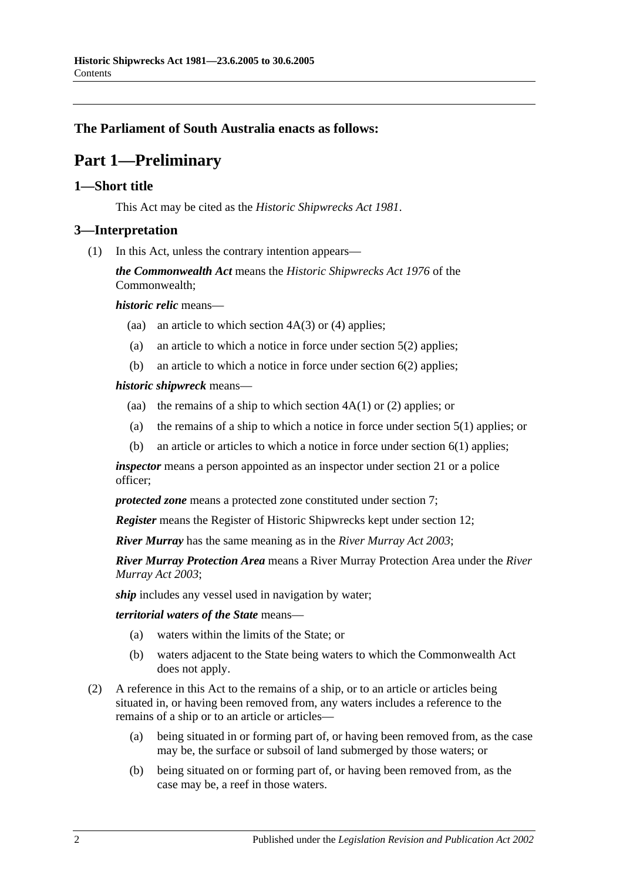**The Parliament of South Australia enacts as follows:**

# Part 1—Preliminary

## 1—Short title

This Act may be cited as the *Historic Shipwrecks Act 1981*.

## 3—Interpretation

(1) In this Act, unless the contrary intention appears—

***the Commonwealth Act*** means the *Historic Shipwrecks Act 1976* of the Commonwealth;

***historic relic*** means—

- (aa) an article to which section 4A(3) or (4) applies;
- (a) an article to which a notice in force under section 5(2) applies;
- (b) an article to which a notice in force under section 6(2) applies;

***historic shipwreck*** means—

- (aa) the remains of a ship to which section 4A(1) or (2) applies; or
- (a) the remains of a ship to which a notice in force under section 5(1) applies; or
- (b) an article or articles to which a notice in force under section 6(1) applies;

***inspector*** means a person appointed as an inspector under section 21 or a police officer;

***protected zone*** means a protected zone constituted under section 7;

***Register*** means the Register of Historic Shipwrecks kept under section 12;

***River Murray*** has the same meaning as in the *River Murray Act 2003*;

***River Murray Protection Area*** means a River Murray Protection Area under the *River Murray Act 2003*;

***ship*** includes any vessel used in navigation by water;

***territorial waters of the State*** means—

- (a) waters within the limits of the State; or
- (b) waters adjacent to the State being waters to which the Commonwealth Act does not apply.

(2) A reference in this Act to the remains of a ship, or to an article or articles being situated in, or having been removed from, any waters includes a reference to the remains of a ship or to an article or articles—

- (a) being situated in or forming part of, or having been removed from, as the case may be, the surface or subsoil of land submerged by those waters; or
- (b) being situated on or forming part of, or having been removed from, as the case may be, a reef in those waters.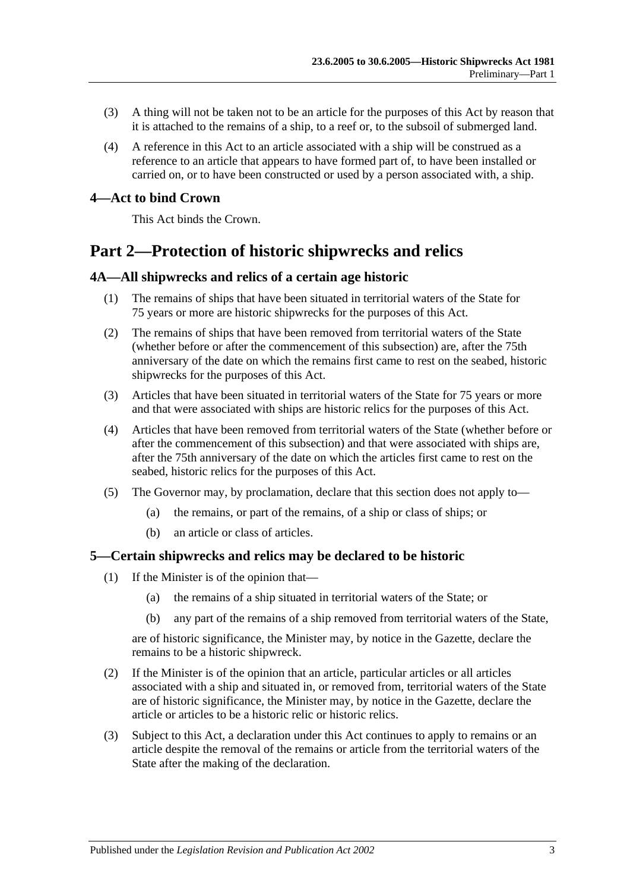(3) A thing will not be taken not to be an article for the purposes of this Act by reason that it is attached to the remains of a ship, to a reef or, to the subsoil of submerged land.

(4) A reference in this Act to an article associated with a ship will be construed as a reference to an article that appears to have formed part of, to have been installed or carried on, or to have been constructed or used by a person associated with, a ship.

### 4—Act to bind Crown

This Act binds the Crown.

## Part 2—Protection of historic shipwrecks and relics

### 4A—All shipwrecks and relics of a certain age historic

(1) The remains of ships that have been situated in territorial waters of the State for 75 years or more are historic shipwrecks for the purposes of this Act.

(2) The remains of ships that have been removed from territorial waters of the State (whether before or after the commencement of this subsection) are, after the 75th anniversary of the date on which the remains first came to rest on the seabed, historic shipwrecks for the purposes of this Act.

(3) Articles that have been situated in territorial waters of the State for 75 years or more and that were associated with ships are historic relics for the purposes of this Act.

(4) Articles that have been removed from territorial waters of the State (whether before or after the commencement of this subsection) and that were associated with ships are, after the 75th anniversary of the date on which the articles first came to rest on the seabed, historic relics for the purposes of this Act.

(5) The Governor may, by proclamation, declare that this section does not apply to—

- (a) the remains, or part of the remains, of a ship or class of ships; or
- (b) an article or class of articles.

### 5—Certain shipwrecks and relics may be declared to be historic

(1) If the Minister is of the opinion that—

- (a) the remains of a ship situated in territorial waters of the State; or
- (b) any part of the remains of a ship removed from territorial waters of the State,

are of historic significance, the Minister may, by notice in the Gazette, declare the remains to be a historic shipwreck.

(2) If the Minister is of the opinion that an article, particular articles or all articles associated with a ship and situated in, or removed from, territorial waters of the State are of historic significance, the Minister may, by notice in the Gazette, declare the article or articles to be a historic relic or historic relics.

(3) Subject to this Act, a declaration under this Act continues to apply to remains or an article despite the removal of the remains or article from the territorial waters of the State after the making of the declaration.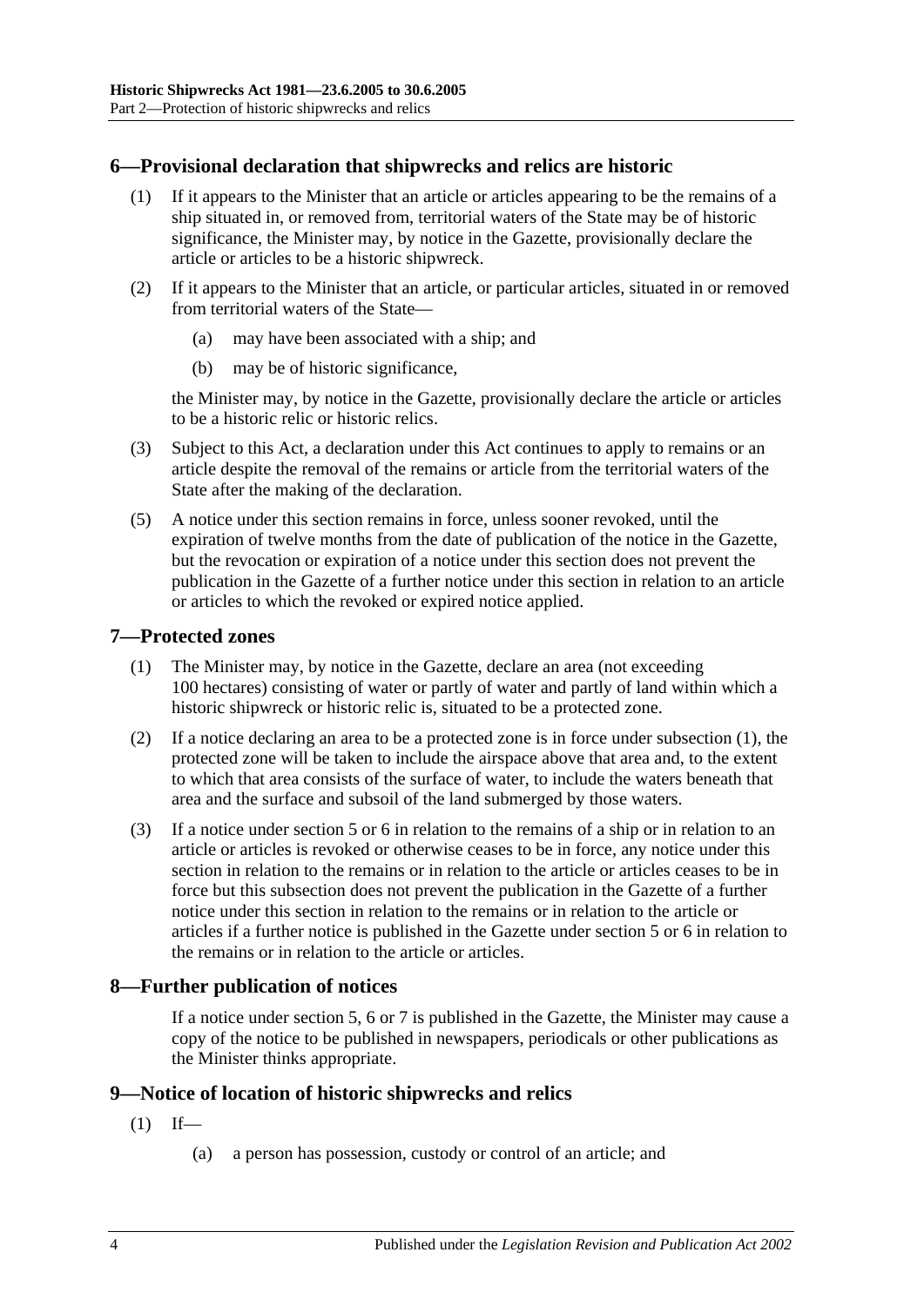## 6—Provisional declaration that shipwrecks and relics are historic

(1) If it appears to the Minister that an article or articles appearing to be the remains of a ship situated in, or removed from, territorial waters of the State may be of historic significance, the Minister may, by notice in the Gazette, provisionally declare the article or articles to be a historic shipwreck.

(2) If it appears to the Minister that an article, or particular articles, situated in or removed from territorial waters of the State—

(a) may have been associated with a ship; and

(b) may be of historic significance,

the Minister may, by notice in the Gazette, provisionally declare the article or articles to be a historic relic or historic relics.

(3) Subject to this Act, a declaration under this Act continues to apply to remains or an article despite the removal of the remains or article from the territorial waters of the State after the making of the declaration.

(5) A notice under this section remains in force, unless sooner revoked, until the expiration of twelve months from the date of publication of the notice in the Gazette, but the revocation or expiration of a notice under this section does not prevent the publication in the Gazette of a further notice under this section in relation to an article or articles to which the revoked or expired notice applied.

## 7—Protected zones

(1) The Minister may, by notice in the Gazette, declare an area (not exceeding 100 hectares) consisting of water or partly of water and partly of land within which a historic shipwreck or historic relic is, situated to be a protected zone.

(2) If a notice declaring an area to be a protected zone is in force under subsection (1), the protected zone will be taken to include the airspace above that area and, to the extent to which that area consists of the surface of water, to include the waters beneath that area and the surface and subsoil of the land submerged by those waters.

(3) If a notice under section 5 or 6 in relation to the remains of a ship or in relation to an article or articles is revoked or otherwise ceases to be in force, any notice under this section in relation to the remains or in relation to the article or articles ceases to be in force but this subsection does not prevent the publication in the Gazette of a further notice under this section in relation to the remains or in relation to the article or articles if a further notice is published in the Gazette under section 5 or 6 in relation to the remains or in relation to the article or articles.

## 8—Further publication of notices

If a notice under section 5, 6 or 7 is published in the Gazette, the Minister may cause a copy of the notice to be published in newspapers, periodicals or other publications as the Minister thinks appropriate.

## 9—Notice of location of historic shipwrecks and relics

(1) If—

(a) a person has possession, custody or control of an article; and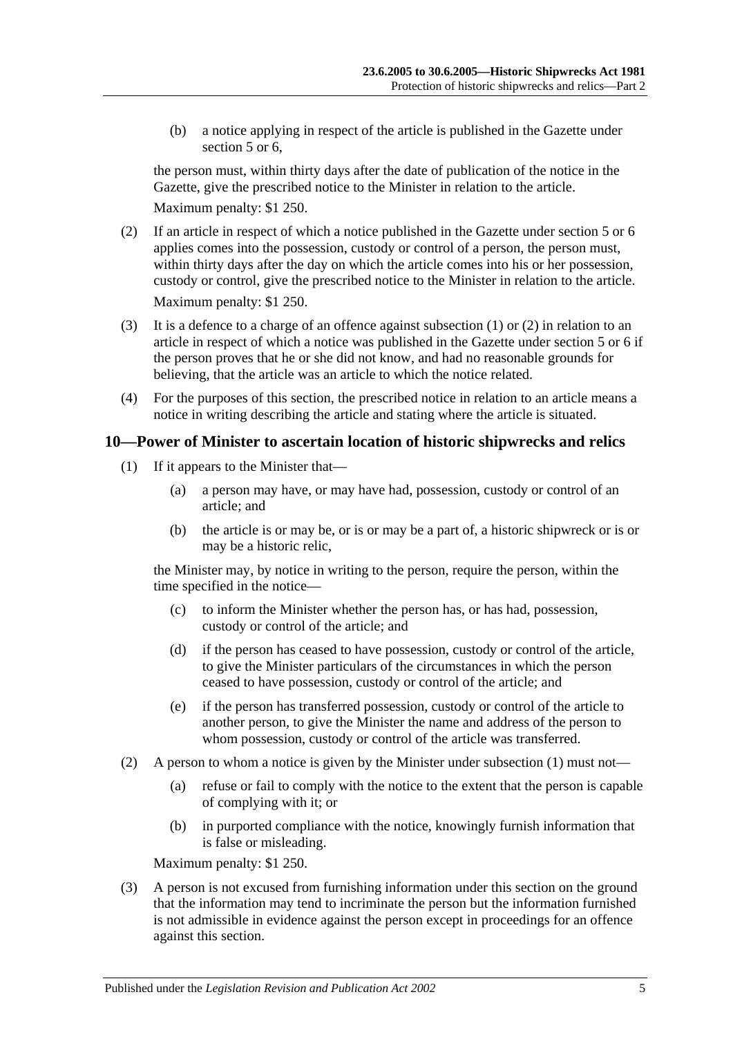(b) a notice applying in respect of the article is published in the Gazette under section 5 or 6,

the person must, within thirty days after the date of publication of the notice in the Gazette, give the prescribed notice to the Minister in relation to the article.

Maximum penalty: $1 250.

(2) If an article in respect of which a notice published in the Gazette under section 5 or 6 applies comes into the possession, custody or control of a person, the person must, within thirty days after the day on which the article comes into his or her possession, custody or control, give the prescribed notice to the Minister in relation to the article.

Maximum penalty: $1 250.

(3) It is a defence to a charge of an offence against subsection (1) or (2) in relation to an article in respect of which a notice was published in the Gazette under section 5 or 6 if the person proves that he or she did not know, and had no reasonable grounds for believing, that the article was an article to which the notice related.

(4) For the purposes of this section, the prescribed notice in relation to an article means a notice in writing describing the article and stating where the article is situated.

## 10—Power of Minister to ascertain location of historic shipwrecks and relics

(1) If it appears to the Minister that—

(a) a person may have, or may have had, possession, custody or control of an article; and

(b) the article is or may be, or is or may be a part of, a historic shipwreck or is or may be a historic relic,

the Minister may, by notice in writing to the person, require the person, within the time specified in the notice—

(c) to inform the Minister whether the person has, or has had, possession, custody or control of the article; and

(d) if the person has ceased to have possession, custody or control of the article, to give the Minister particulars of the circumstances in which the person ceased to have possession, custody or control of the article; and

(e) if the person has transferred possession, custody or control of the article to another person, to give the Minister the name and address of the person to whom possession, custody or control of the article was transferred.

(2) A person to whom a notice is given by the Minister under subsection (1) must not—

(a) refuse or fail to comply with the notice to the extent that the person is capable of complying with it; or

(b) in purported compliance with the notice, knowingly furnish information that is false or misleading.

Maximum penalty: $1 250.

(3) A person is not excused from furnishing information under this section on the ground that the information may tend to incriminate the person but the information furnished is not admissible in evidence against the person except in proceedings for an offence against this section.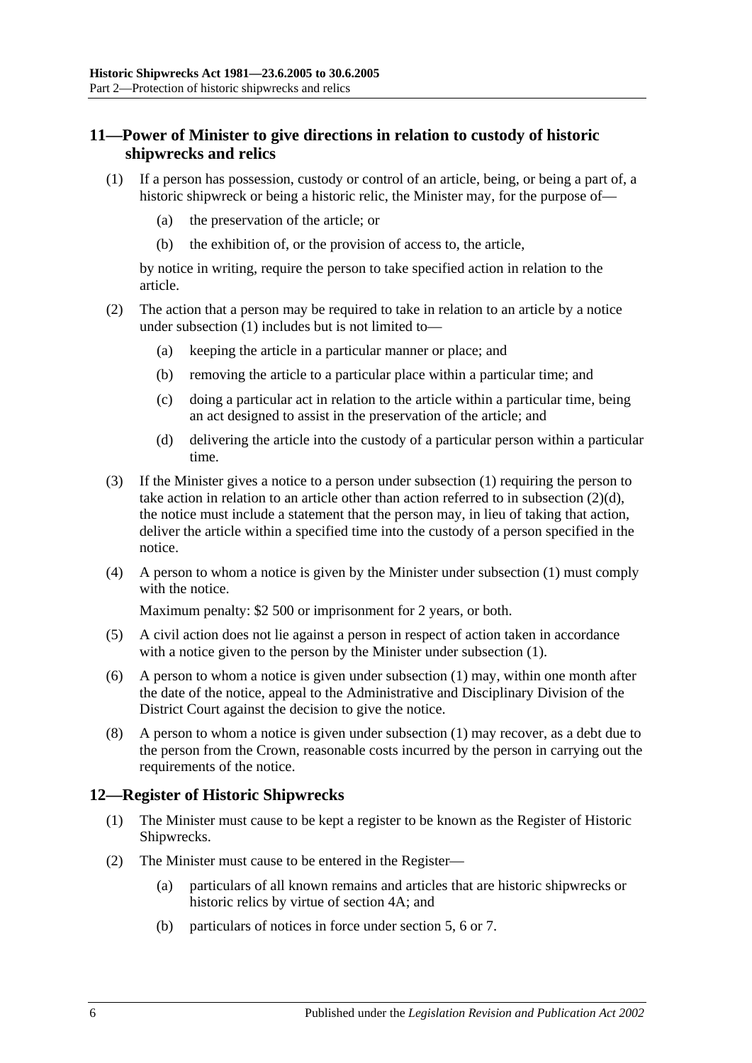## 11—Power of Minister to give directions in relation to custody of historic shipwrecks and relics

(1) If a person has possession, custody or control of an article, being, or being a part of, a historic shipwreck or being a historic relic, the Minister may, for the purpose of—

- (a) the preservation of the article; or
- (b) the exhibition of, or the provision of access to, the article,

by notice in writing, require the person to take specified action in relation to the article.

(2) The action that a person may be required to take in relation to an article by a notice under subsection (1) includes but is not limited to—

- (a) keeping the article in a particular manner or place; and
- (b) removing the article to a particular place within a particular time; and
- (c) doing a particular act in relation to the article within a particular time, being an act designed to assist in the preservation of the article; and
- (d) delivering the article into the custody of a particular person within a particular time.

(3) If the Minister gives a notice to a person under subsection (1) requiring the person to take action in relation to an article other than action referred to in subsection (2)(d), the notice must include a statement that the person may, in lieu of taking that action, deliver the article within a specified time into the custody of a person specified in the notice.

(4) A person to whom a notice is given by the Minister under subsection (1) must comply with the notice.

Maximum penalty: $2 500 or imprisonment for 2 years, or both.

(5) A civil action does not lie against a person in respect of action taken in accordance with a notice given to the person by the Minister under subsection (1).

(6) A person to whom a notice is given under subsection (1) may, within one month after the date of the notice, appeal to the Administrative and Disciplinary Division of the District Court against the decision to give the notice.

(8) A person to whom a notice is given under subsection (1) may recover, as a debt due to the person from the Crown, reasonable costs incurred by the person in carrying out the requirements of the notice.

## 12—Register of Historic Shipwrecks

(1) The Minister must cause to be kept a register to be known as the Register of Historic Shipwrecks.

(2) The Minister must cause to be entered in the Register—

- (a) particulars of all known remains and articles that are historic shipwrecks or historic relics by virtue of section 4A; and
- (b) particulars of notices in force under section 5, 6 or 7.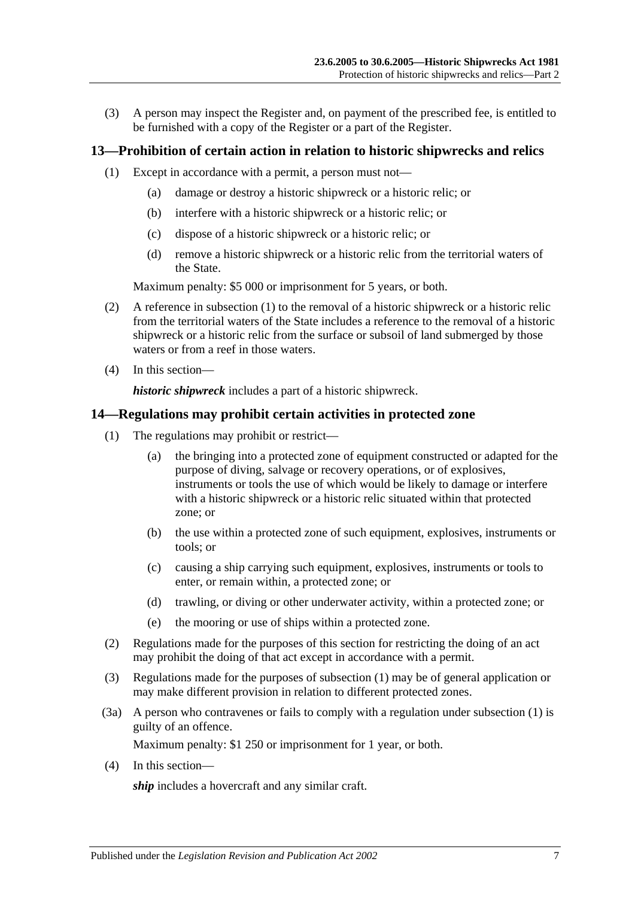(3) A person may inspect the Register and, on payment of the prescribed fee, is entitled to be furnished with a copy of the Register or a part of the Register.

## 13—Prohibition of certain action in relation to historic shipwrecks and relics

(1) Except in accordance with a permit, a person must not—

(a) damage or destroy a historic shipwreck or a historic relic; or

(b) interfere with a historic shipwreck or a historic relic; or

(c) dispose of a historic shipwreck or a historic relic; or

(d) remove a historic shipwreck or a historic relic from the territorial waters of the State.

Maximum penalty: $5 000 or imprisonment for 5 years, or both.

(2) A reference in subsection (1) to the removal of a historic shipwreck or a historic relic from the territorial waters of the State includes a reference to the removal of a historic shipwreck or a historic relic from the surface or subsoil of land submerged by those waters or from a reef in those waters.

(4) In this section—

***historic shipwreck*** includes a part of a historic shipwreck.

## 14—Regulations may prohibit certain activities in protected zone

(1) The regulations may prohibit or restrict—

(a) the bringing into a protected zone of equipment constructed or adapted for the purpose of diving, salvage or recovery operations, or of explosives, instruments or tools the use of which would be likely to damage or interfere with a historic shipwreck or a historic relic situated within that protected zone; or

(b) the use within a protected zone of such equipment, explosives, instruments or tools; or

(c) causing a ship carrying such equipment, explosives, instruments or tools to enter, or remain within, a protected zone; or

(d) trawling, or diving or other underwater activity, within a protected zone; or

(e) the mooring or use of ships within a protected zone.

(2) Regulations made for the purposes of this section for restricting the doing of an act may prohibit the doing of that act except in accordance with a permit.

(3) Regulations made for the purposes of subsection (1) may be of general application or may make different provision in relation to different protected zones.

(3a) A person who contravenes or fails to comply with a regulation under subsection (1) is guilty of an offence.

Maximum penalty: $1 250 or imprisonment for 1 year, or both.

(4) In this section—

***ship*** includes a hovercraft and any similar craft.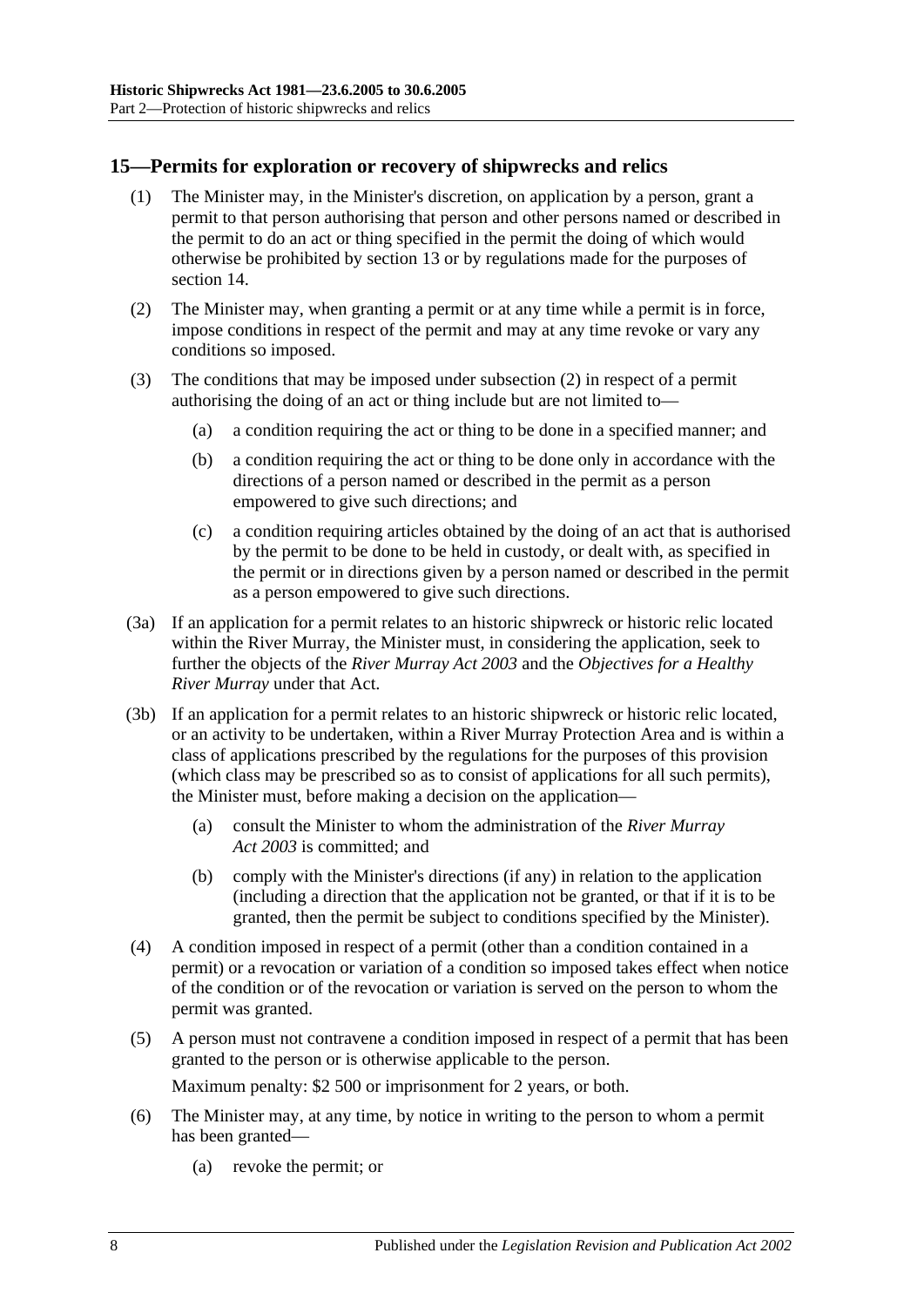## 15—Permits for exploration or recovery of shipwrecks and relics

(1) The Minister may, in the Minister's discretion, on application by a person, grant a permit to that person authorising that person and other persons named or described in the permit to do an act or thing specified in the permit the doing of which would otherwise be prohibited by section 13 or by regulations made for the purposes of section 14.

(2) The Minister may, when granting a permit or at any time while a permit is in force, impose conditions in respect of the permit and may at any time revoke or vary any conditions so imposed.

(3) The conditions that may be imposed under subsection (2) in respect of a permit authorising the doing of an act or thing include but are not limited to—

(a) a condition requiring the act or thing to be done in a specified manner; and

(b) a condition requiring the act or thing to be done only in accordance with the directions of a person named or described in the permit as a person empowered to give such directions; and

(c) a condition requiring articles obtained by the doing of an act that is authorised by the permit to be done to be held in custody, or dealt with, as specified in the permit or in directions given by a person named or described in the permit as a person empowered to give such directions.

(3a) If an application for a permit relates to an historic shipwreck or historic relic located within the River Murray, the Minister must, in considering the application, seek to further the objects of the *River Murray Act 2003* and the *Objectives for a Healthy River Murray* under that Act.

(3b) If an application for a permit relates to an historic shipwreck or historic relic located, or an activity to be undertaken, within a River Murray Protection Area and is within a class of applications prescribed by the regulations for the purposes of this provision (which class may be prescribed so as to consist of applications for all such permits), the Minister must, before making a decision on the application—

(a) consult the Minister to whom the administration of the *River Murray Act 2003* is committed; and

(b) comply with the Minister's directions (if any) in relation to the application (including a direction that the application not be granted, or that if it is to be granted, then the permit be subject to conditions specified by the Minister).

(4) A condition imposed in respect of a permit (other than a condition contained in a permit) or a revocation or variation of a condition so imposed takes effect when notice of the condition or of the revocation or variation is served on the person to whom the permit was granted.

(5) A person must not contravene a condition imposed in respect of a permit that has been granted to the person or is otherwise applicable to the person.

Maximum penalty: $2 500 or imprisonment for 2 years, or both.

(6) The Minister may, at any time, by notice in writing to the person to whom a permit has been granted—

(a) revoke the permit; or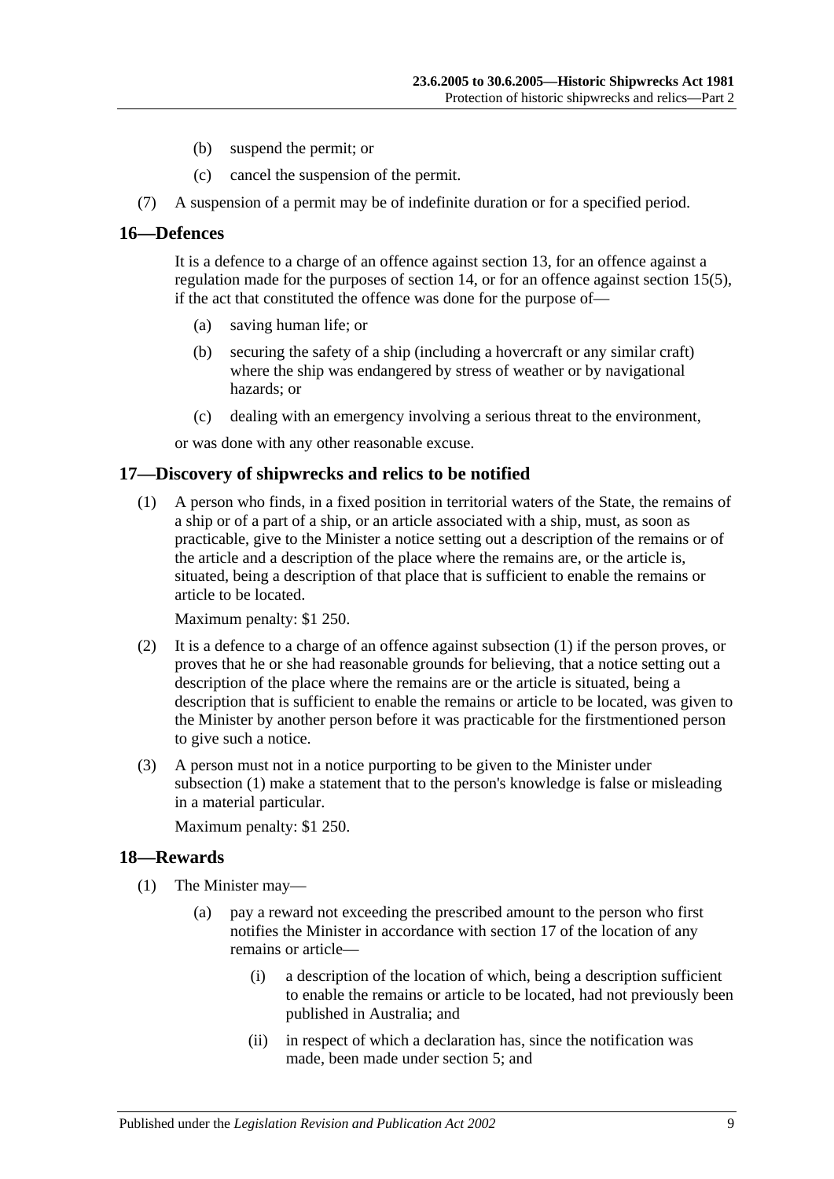(b) suspend the permit; or

(c) cancel the suspension of the permit.

(7) A suspension of a permit may be of indefinite duration or for a specified period.

## 16—Defences

It is a defence to a charge of an offence against section 13, for an offence against a regulation made for the purposes of section 14, or for an offence against section 15(5), if the act that constituted the offence was done for the purpose of—

(a) saving human life; or

(b) securing the safety of a ship (including a hovercraft or any similar craft) where the ship was endangered by stress of weather or by navigational hazards; or

(c) dealing with an emergency involving a serious threat to the environment,

or was done with any other reasonable excuse.

## 17—Discovery of shipwrecks and relics to be notified

(1) A person who finds, in a fixed position in territorial waters of the State, the remains of a ship or of a part of a ship, or an article associated with a ship, must, as soon as practicable, give to the Minister a notice setting out a description of the remains or of the article and a description of the place where the remains are, or the article is, situated, being a description of that place that is sufficient to enable the remains or article to be located.

Maximum penalty: $1 250.

(2) It is a defence to a charge of an offence against subsection (1) if the person proves, or proves that he or she had reasonable grounds for believing, that a notice setting out a description of the place where the remains are or the article is situated, being a description that is sufficient to enable the remains or article to be located, was given to the Minister by another person before it was practicable for the firstmentioned person to give such a notice.

(3) A person must not in a notice purporting to be given to the Minister under subsection (1) make a statement that to the person's knowledge is false or misleading in a material particular.

Maximum penalty: $1 250.

## 18—Rewards

(1) The Minister may—

(a) pay a reward not exceeding the prescribed amount to the person who first notifies the Minister in accordance with section 17 of the location of any remains or article—

(i) a description of the location of which, being a description sufficient to enable the remains or article to be located, had not previously been published in Australia; and

(ii) in respect of which a declaration has, since the notification was made, been made under section 5; and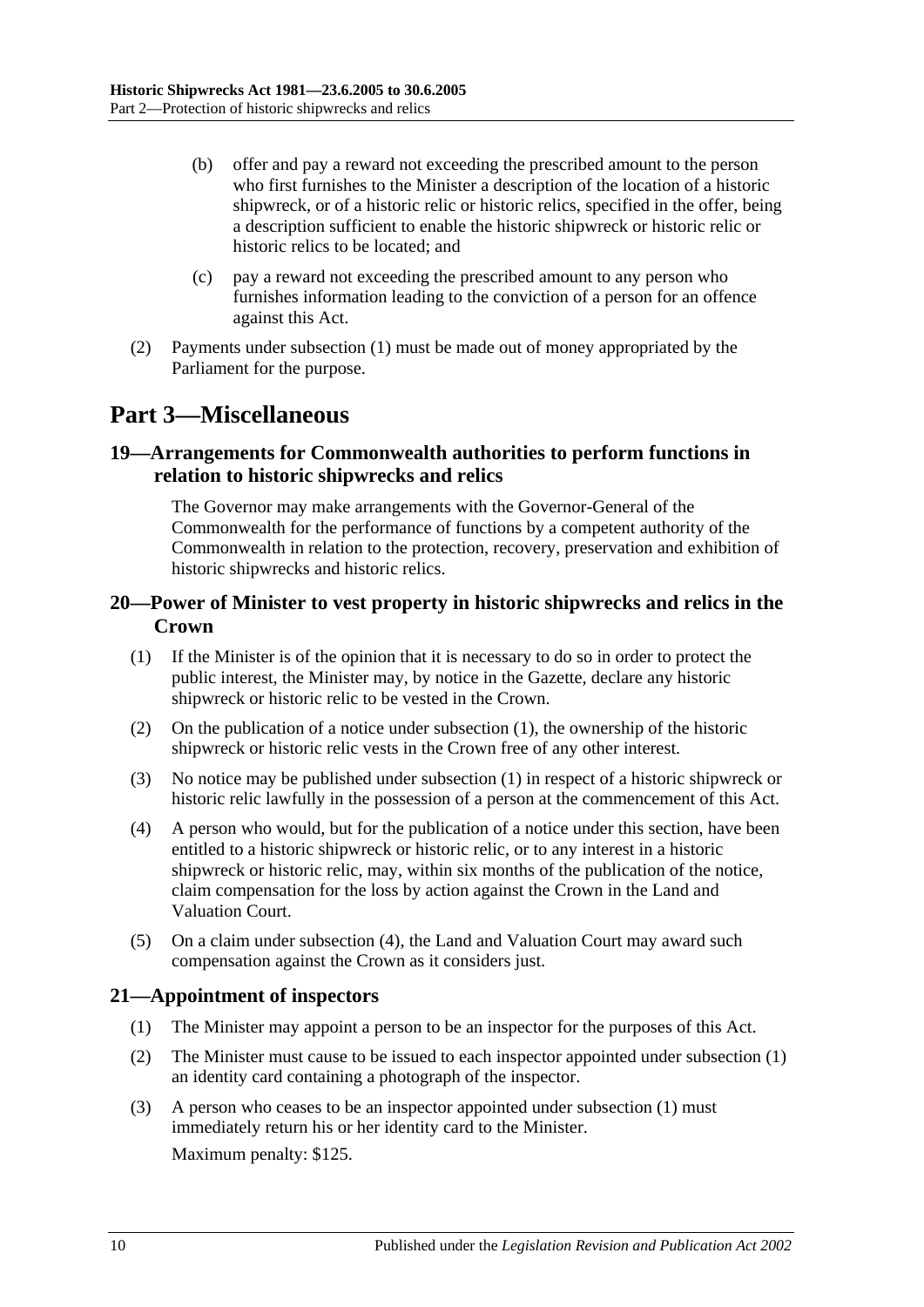(b) offer and pay a reward not exceeding the prescribed amount to the person who first furnishes to the Minister a description of the location of a historic shipwreck, or of a historic relic or historic relics, specified in the offer, being a description sufficient to enable the historic shipwreck or historic relic or historic relics to be located; and

(c) pay a reward not exceeding the prescribed amount to any person who furnishes information leading to the conviction of a person for an offence against this Act.

(2) Payments under subsection (1) must be made out of money appropriated by the Parliament for the purpose.

# Part 3—Miscellaneous

## 19—Arrangements for Commonwealth authorities to perform functions in relation to historic shipwrecks and relics

The Governor may make arrangements with the Governor-General of the Commonwealth for the performance of functions by a competent authority of the Commonwealth in relation to the protection, recovery, preservation and exhibition of historic shipwrecks and historic relics.

## 20—Power of Minister to vest property in historic shipwrecks and relics in the Crown

(1) If the Minister is of the opinion that it is necessary to do so in order to protect the public interest, the Minister may, by notice in the Gazette, declare any historic shipwreck or historic relic to be vested in the Crown.

(2) On the publication of a notice under subsection (1), the ownership of the historic shipwreck or historic relic vests in the Crown free of any other interest.

(3) No notice may be published under subsection (1) in respect of a historic shipwreck or historic relic lawfully in the possession of a person at the commencement of this Act.

(4) A person who would, but for the publication of a notice under this section, have been entitled to a historic shipwreck or historic relic, or to any interest in a historic shipwreck or historic relic, may, within six months of the publication of the notice, claim compensation for the loss by action against the Crown in the Land and Valuation Court.

(5) On a claim under subsection (4), the Land and Valuation Court may award such compensation against the Crown as it considers just.

## 21—Appointment of inspectors

(1) The Minister may appoint a person to be an inspector for the purposes of this Act.

(2) The Minister must cause to be issued to each inspector appointed under subsection (1) an identity card containing a photograph of the inspector.

(3) A person who ceases to be an inspector appointed under subsection (1) must immediately return his or her identity card to the Minister.

Maximum penalty: $125.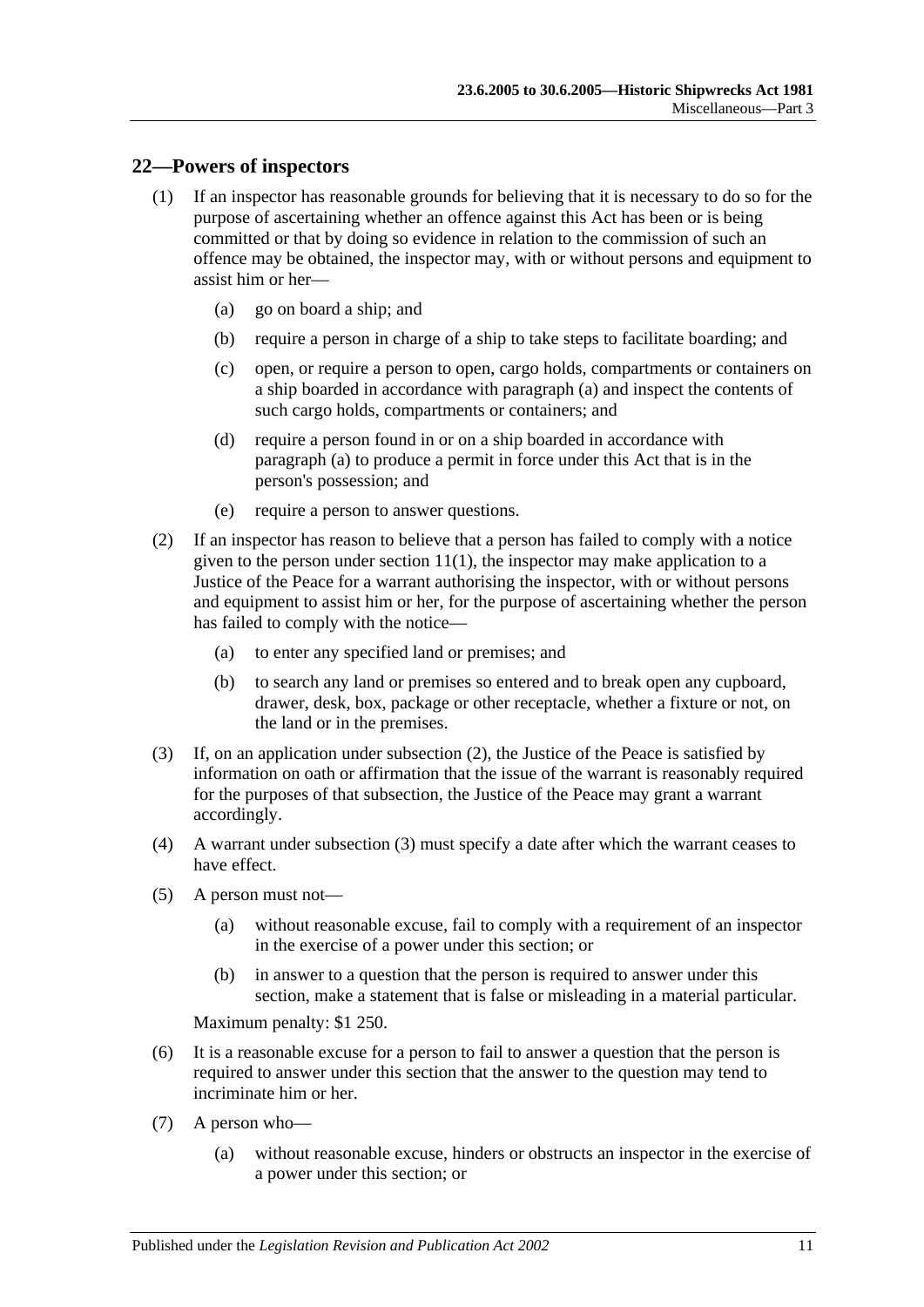## 22—Powers of inspectors

(1) If an inspector has reasonable grounds for believing that it is necessary to do so for the purpose of ascertaining whether an offence against this Act has been or is being committed or that by doing so evidence in relation to the commission of such an offence may be obtained, the inspector may, with or without persons and equipment to assist him or her—

(a) go on board a ship; and

(b) require a person in charge of a ship to take steps to facilitate boarding; and

(c) open, or require a person to open, cargo holds, compartments or containers on a ship boarded in accordance with paragraph (a) and inspect the contents of such cargo holds, compartments or containers; and

(d) require a person found in or on a ship boarded in accordance with paragraph (a) to produce a permit in force under this Act that is in the person's possession; and

(e) require a person to answer questions.

(2) If an inspector has reason to believe that a person has failed to comply with a notice given to the person under section 11(1), the inspector may make application to a Justice of the Peace for a warrant authorising the inspector, with or without persons and equipment to assist him or her, for the purpose of ascertaining whether the person has failed to comply with the notice—

(a) to enter any specified land or premises; and

(b) to search any land or premises so entered and to break open any cupboard, drawer, desk, box, package or other receptacle, whether a fixture or not, on the land or in the premises.

(3) If, on an application under subsection (2), the Justice of the Peace is satisfied by information on oath or affirmation that the issue of the warrant is reasonably required for the purposes of that subsection, the Justice of the Peace may grant a warrant accordingly.

(4) A warrant under subsection (3) must specify a date after which the warrant ceases to have effect.

(5) A person must not—

(a) without reasonable excuse, fail to comply with a requirement of an inspector in the exercise of a power under this section; or

(b) in answer to a question that the person is required to answer under this section, make a statement that is false or misleading in a material particular.

Maximum penalty: $1 250.

(6) It is a reasonable excuse for a person to fail to answer a question that the person is required to answer under this section that the answer to the question may tend to incriminate him or her.

(7) A person who—

(a) without reasonable excuse, hinders or obstructs an inspector in the exercise of a power under this section; or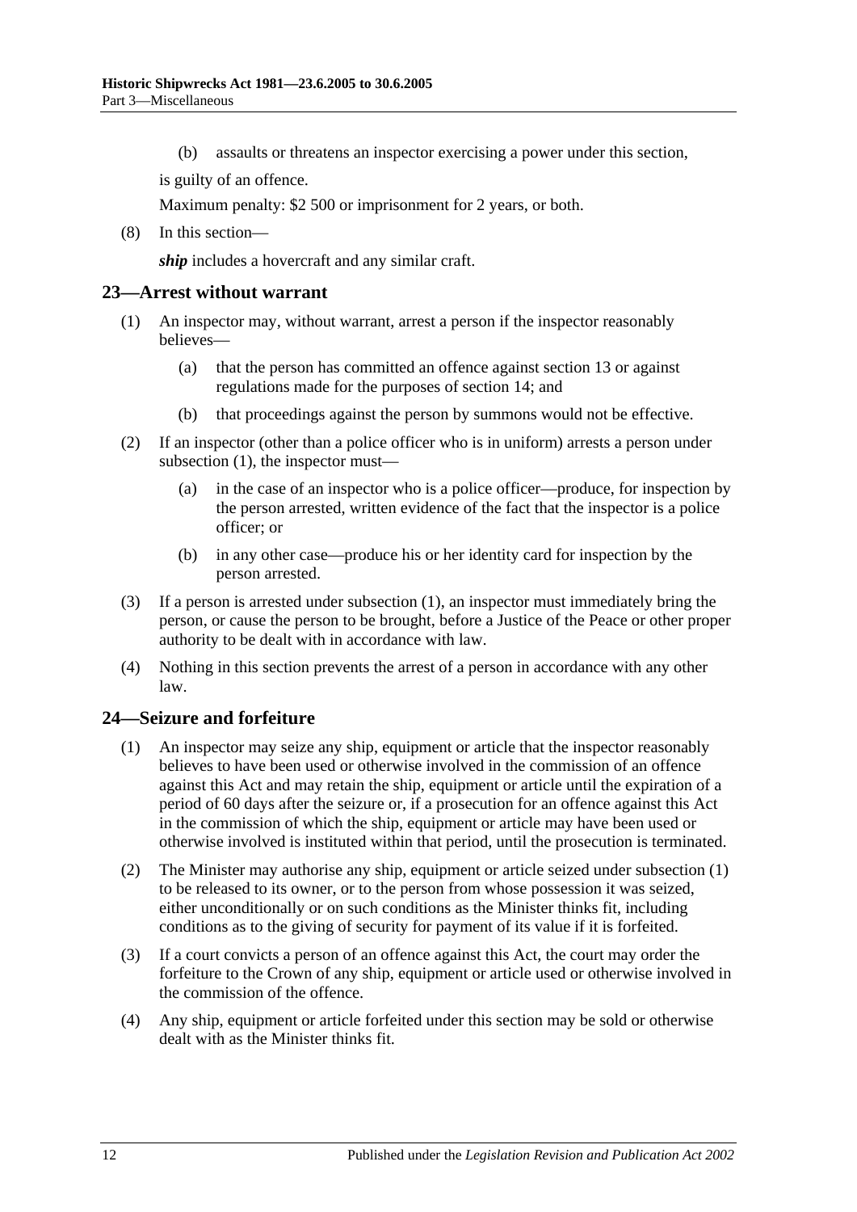(b) assaults or threatens an inspector exercising a power under this section,

is guilty of an offence.

Maximum penalty: $2 500 or imprisonment for 2 years, or both.

(8) In this section—

***ship*** includes a hovercraft and any similar craft.

## 23—Arrest without warrant

(1) An inspector may, without warrant, arrest a person if the inspector reasonably believes—

(a) that the person has committed an offence against section 13 or against regulations made for the purposes of section 14; and

(b) that proceedings against the person by summons would not be effective.

(2) If an inspector (other than a police officer who is in uniform) arrests a person under subsection (1), the inspector must—

(a) in the case of an inspector who is a police officer—produce, for inspection by the person arrested, written evidence of the fact that the inspector is a police officer; or

(b) in any other case—produce his or her identity card for inspection by the person arrested.

(3) If a person is arrested under subsection (1), an inspector must immediately bring the person, or cause the person to be brought, before a Justice of the Peace or other proper authority to be dealt with in accordance with law.

(4) Nothing in this section prevents the arrest of a person in accordance with any other law.

## 24—Seizure and forfeiture

(1) An inspector may seize any ship, equipment or article that the inspector reasonably believes to have been used or otherwise involved in the commission of an offence against this Act and may retain the ship, equipment or article until the expiration of a period of 60 days after the seizure or, if a prosecution for an offence against this Act in the commission of which the ship, equipment or article may have been used or otherwise involved is instituted within that period, until the prosecution is terminated.

(2) The Minister may authorise any ship, equipment or article seized under subsection (1) to be released to its owner, or to the person from whose possession it was seized, either unconditionally or on such conditions as the Minister thinks fit, including conditions as to the giving of security for payment of its value if it is forfeited.

(3) If a court convicts a person of an offence against this Act, the court may order the forfeiture to the Crown of any ship, equipment or article used or otherwise involved in the commission of the offence.

(4) Any ship, equipment or article forfeited under this section may be sold or otherwise dealt with as the Minister thinks fit.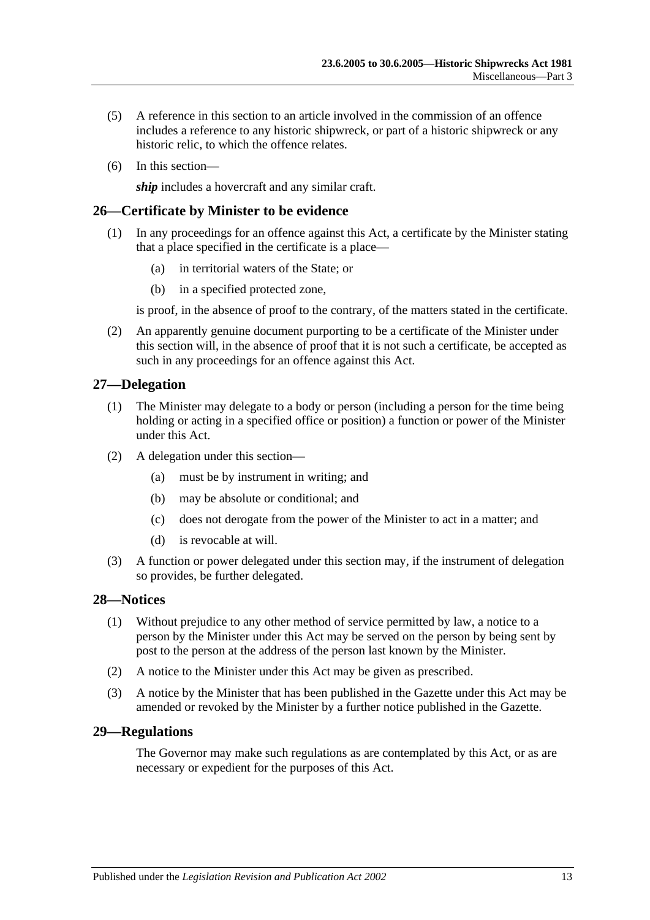(5) A reference in this section to an article involved in the commission of an offence includes a reference to any historic shipwreck, or part of a historic shipwreck or any historic relic, to which the offence relates.

(6) In this section—

***ship*** includes a hovercraft and any similar craft.

## 26—Certificate by Minister to be evidence

(1) In any proceedings for an offence against this Act, a certificate by the Minister stating that a place specified in the certificate is a place—

  (a) in territorial waters of the State; or

  (b) in a specified protected zone,

is proof, in the absence of proof to the contrary, of the matters stated in the certificate.

(2) An apparently genuine document purporting to be a certificate of the Minister under this section will, in the absence of proof that it is not such a certificate, be accepted as such in any proceedings for an offence against this Act.

## 27—Delegation

(1) The Minister may delegate to a body or person (including a person for the time being holding or acting in a specified office or position) a function or power of the Minister under this Act.

(2) A delegation under this section—

  (a) must be by instrument in writing; and

  (b) may be absolute or conditional; and

  (c) does not derogate from the power of the Minister to act in a matter; and

  (d) is revocable at will.

(3) A function or power delegated under this section may, if the instrument of delegation so provides, be further delegated.

## 28—Notices

(1) Without prejudice to any other method of service permitted by law, a notice to a person by the Minister under this Act may be served on the person by being sent by post to the person at the address of the person last known by the Minister.

(2) A notice to the Minister under this Act may be given as prescribed.

(3) A notice by the Minister that has been published in the Gazette under this Act may be amended or revoked by the Minister by a further notice published in the Gazette.

## 29—Regulations

The Governor may make such regulations as are contemplated by this Act, or as are necessary or expedient for the purposes of this Act.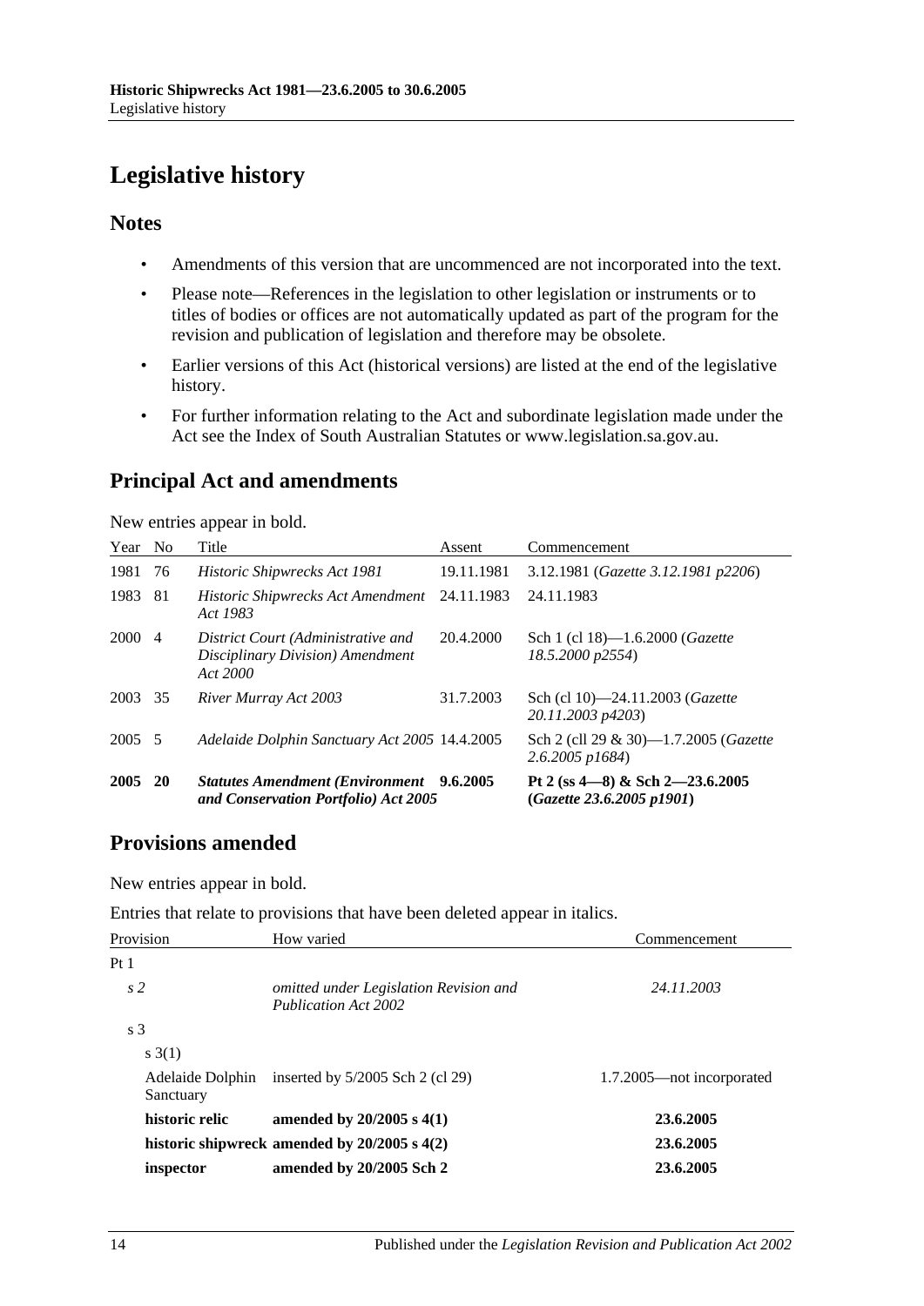# Legislative history

## Notes

- Amendments of this version that are uncommenced are not incorporated into the text.
- Please note—References in the legislation to other legislation or instruments or to titles of bodies or offices are not automatically updated as part of the program for the revision and publication of legislation and therefore may be obsolete.
- Earlier versions of this Act (historical versions) are listed at the end of the legislative history.
- For further information relating to the Act and subordinate legislation made under the Act see the Index of South Australian Statutes or www.legislation.sa.gov.au.

## Principal Act and amendments

New entries appear in bold.

| Year | No | Title | Assent | Commencement |
|---|---|---|---|---|
| 1981 | 76 | *Historic Shipwrecks Act 1981* | 19.11.1981 | 3.12.1981 (*Gazette 3.12.1981 p2206*) |
| 1983 | 81 | *Historic Shipwrecks Act Amendment Act 1983* | 24.11.1983 | 24.11.1983 |
| 2000 | 4 | *District Court (Administrative and Disciplinary Division) Amendment Act 2000* | 20.4.2000 | Sch 1 (cl 18)—1.6.2000 (*Gazette 18.5.2000 p2554*) |
| 2003 | 35 | *River Murray Act 2003* | 31.7.2003 | Sch (cl 10)—24.11.2003 (*Gazette 20.11.2003 p4203*) |
| 2005 | 5 | *Adelaide Dolphin Sanctuary Act 2005* | 14.4.2005 | Sch 2 (cll 29 & 30)—1.7.2005 (*Gazette 2.6.2005 p1684*) |
| **2005** | **20** | ***Statutes Amendment (Environment and Conservation Portfolio) Act 2005*** | **9.6.2005** | **Pt 2 (ss 4—8) & Sch 2—23.6.2005 (*Gazette 23.6.2005 p1901*)** |

## Provisions amended

New entries appear in bold.

Entries that relate to provisions that have been deleted appear in italics.

| Provision | How varied | Commencement |
|---|---|---|
| Pt 1 | | |
| *s 2* | *omitted under Legislation Revision and Publication Act 2002* | *24.11.2003* |
| s 3 | | |
| s 3(1) | | |
| Adelaide Dolphin Sanctuary | inserted by 5/2005 Sch 2 (cl 29) | 1.7.2005—not incorporated |
| **historic relic** | **amended by 20/2005 s 4(1)** | **23.6.2005** |
| **historic shipwreck** | **amended by 20/2005 s 4(2)** | **23.6.2005** |
| **inspector** | **amended by 20/2005 Sch 2** | **23.6.2005** |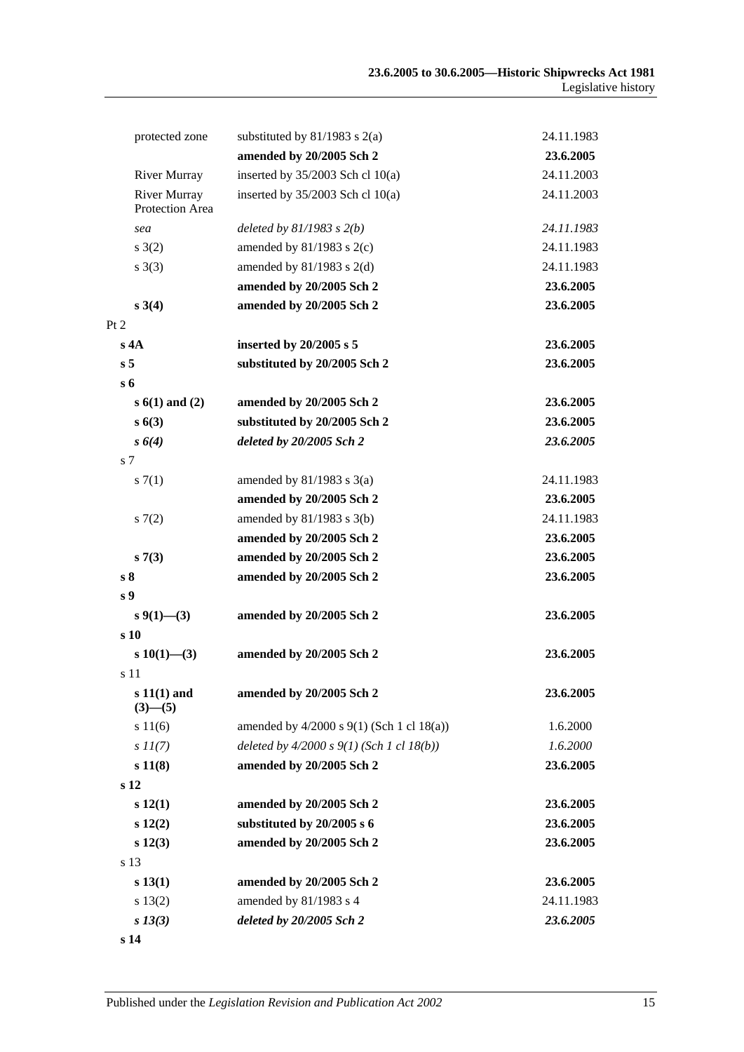| | | |
|---|---|---|
| protected zone | substituted by 81/1983 s 2(a) | 24.11.1983 |
| | **amended by 20/2005 Sch 2** | **23.6.2005** |
| River Murray | inserted by 35/2003 Sch cl 10(a) | 24.11.2003 |
| River Murray Protection Area | inserted by 35/2003 Sch cl 10(a) | 24.11.2003 |
| *sea* | *deleted by 81/1983 s 2(b)* | *24.11.1983* |
| s 3(2) | amended by 81/1983 s 2(c) | 24.11.1983 |
| s 3(3) | amended by 81/1983 s 2(d) | 24.11.1983 |
| | **amended by 20/2005 Sch 2** | **23.6.2005** |
| **s 3(4)** | **amended by 20/2005 Sch 2** | **23.6.2005** |
| Pt 2 | | |
| **s 4A** | **inserted by 20/2005 s 5** | **23.6.2005** |
| **s 5** | **substituted by 20/2005 Sch 2** | **23.6.2005** |
| **s 6** | | |
| **s 6(1) and (2)** | **amended by 20/2005 Sch 2** | **23.6.2005** |
| **s 6(3)** | **substituted by 20/2005 Sch 2** | **23.6.2005** |
| ***s 6(4)*** | ***deleted by 20/2005 Sch 2*** | ***23.6.2005*** |
| s 7 | | |
| s 7(1) | amended by 81/1983 s 3(a) | 24.11.1983 |
| | **amended by 20/2005 Sch 2** | **23.6.2005** |
| s 7(2) | amended by 81/1983 s 3(b) | 24.11.1983 |
| | **amended by 20/2005 Sch 2** | **23.6.2005** |
| **s 7(3)** | **amended by 20/2005 Sch 2** | **23.6.2005** |
| **s 8** | **amended by 20/2005 Sch 2** | **23.6.2005** |
| **s 9** | | |
| **s 9(1)—(3)** | **amended by 20/2005 Sch 2** | **23.6.2005** |
| **s 10** | | |
| **s 10(1)—(3)** | **amended by 20/2005 Sch 2** | **23.6.2005** |
| s 11 | | |
| **s 11(1) and (3)—(5)** | **amended by 20/2005 Sch 2** | **23.6.2005** |
| s 11(6) | amended by 4/2000 s 9(1) (Sch 1 cl 18(a)) | 1.6.2000 |
| *s 11(7)* | *deleted by 4/2000 s 9(1) (Sch 1 cl 18(b))* | *1.6.2000* |
| **s 11(8)** | **amended by 20/2005 Sch 2** | **23.6.2005** |
| **s 12** | | |
| **s 12(1)** | **amended by 20/2005 Sch 2** | **23.6.2005** |
| **s 12(2)** | **substituted by 20/2005 s 6** | **23.6.2005** |
| **s 12(3)** | **amended by 20/2005 Sch 2** | **23.6.2005** |
| s 13 | | |
| **s 13(1)** | **amended by 20/2005 Sch 2** | **23.6.2005** |
| s 13(2) | amended by 81/1983 s 4 | 24.11.1983 |
| ***s 13(3)*** | ***deleted by 20/2005 Sch 2*** | ***23.6.2005*** |
| **s 14** | | |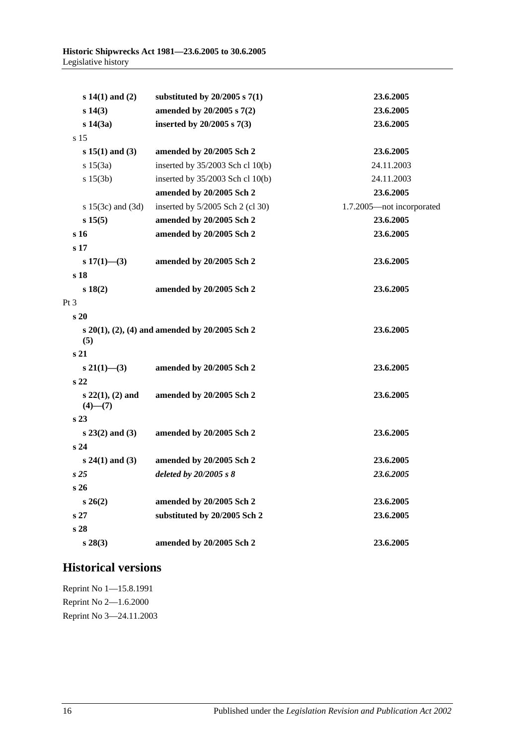| | | |
|---|---|---|
| **s 14(1) and (2)** | **substituted by 20/2005 s 7(1)** | **23.6.2005** |
| **s 14(3)** | **amended by 20/2005 s 7(2)** | **23.6.2005** |
| **s 14(3a)** | **inserted by 20/2005 s 7(3)** | **23.6.2005** |
| s 15 | | |
| **s 15(1) and (3)** | **amended by 20/2005 Sch 2** | **23.6.2005** |
| s 15(3a) | inserted by 35/2003 Sch cl 10(b) | 24.11.2003 |
| s 15(3b) | inserted by 35/2003 Sch cl 10(b) | 24.11.2003 |
| | **amended by 20/2005 Sch 2** | **23.6.2005** |
| s 15(3c) and (3d) | inserted by 5/2005 Sch 2 (cl 30) | 1.7.2005—not incorporated |
| **s 15(5)** | **amended by 20/2005 Sch 2** | **23.6.2005** |
| **s 16** | **amended by 20/2005 Sch 2** | **23.6.2005** |
| **s 17** | | |
| **s 17(1)—(3)** | **amended by 20/2005 Sch 2** | **23.6.2005** |
| **s 18** | | |
| **s 18(2)** | **amended by 20/2005 Sch 2** | **23.6.2005** |
| Pt 3 | | |
| **s 20** | | |
| **s 20(1), (2), (4) and (5)** | **amended by 20/2005 Sch 2** | **23.6.2005** |
| **s 21** | | |
| **s 21(1)—(3)** | **amended by 20/2005 Sch 2** | **23.6.2005** |
| **s 22** | | |
| **s 22(1), (2) and (4)—(7)** | **amended by 20/2005 Sch 2** | **23.6.2005** |
| **s 23** | | |
| **s 23(2) and (3)** | **amended by 20/2005 Sch 2** | **23.6.2005** |
| **s 24** | | |
| **s 24(1) and (3)** | **amended by 20/2005 Sch 2** | **23.6.2005** |
| ***s 25*** | ***deleted by 20/2005 s 8*** | ***23.6.2005*** |
| **s 26** | | |
| **s 26(2)** | **amended by 20/2005 Sch 2** | **23.6.2005** |
| **s 27** | **substituted by 20/2005 Sch 2** | **23.6.2005** |
| **s 28** | | |
| **s 28(3)** | **amended by 20/2005 Sch 2** | **23.6.2005** |

## Historical versions

Reprint No 1—15.8.1991

Reprint No 2—1.6.2000

Reprint No 3—24.11.2003